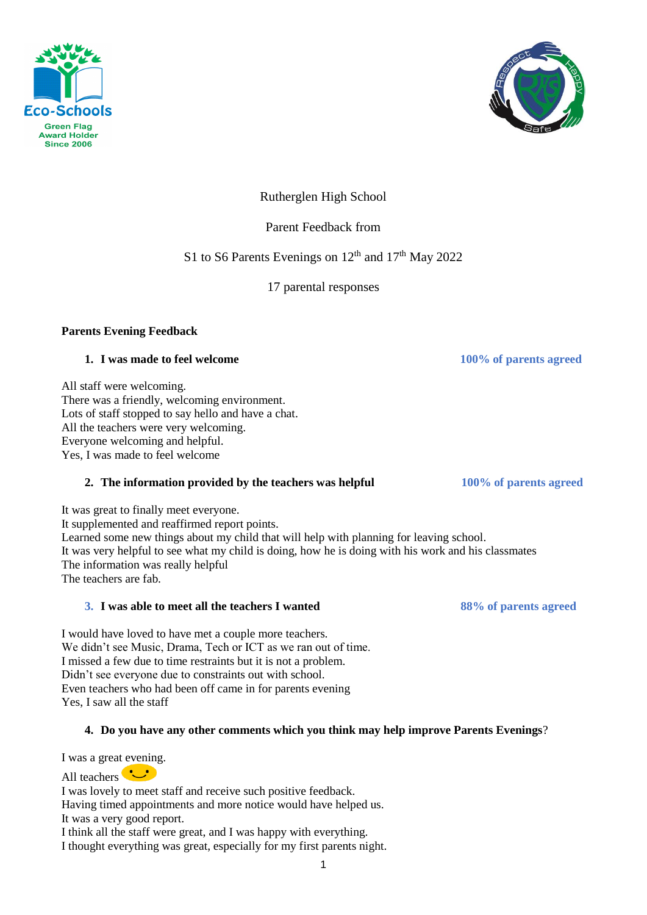Rutherglen High School

Parent Feedback from

S1 to S6 Parents Evenings on 12th and 17th May 2022

17 parental responses

**Parents Evening Feedback**

**1. I was made to feel welcome** **100% of parents agreed**

All staff were welcoming.
There was a friendly, welcoming environment.
Lots of staff stopped to say hello and have a chat.
All the teachers were very welcoming.
Everyone welcoming and helpful.
Yes, I was made to feel welcome

**2. The information provided by the teachers was helpful** **100% of parents agreed**

It was great to finally meet everyone.
It supplemented and reaffirmed report points.
Learned some new things about my child that will help with planning for leaving school.
It was very helpful to see what my child is doing, how he is doing with his work and his classmates
The information was really helpful
The teachers are fab.

**3. I was able to meet all the teachers I wanted** **88% of parents agreed**

I would have loved to have met a couple more teachers.
We didn't see Music, Drama, Tech or ICT as we ran out of time.
I missed a few due to time restraints but it is not a problem.
Didn't see everyone due to constraints out with school.
Even teachers who had been off came in for parents evening
Yes, I saw all the staff

**4. Do you have any other comments which you think may help improve Parents Evenings**?

I was a great evening.
All teachers 🙂
I was lovely to meet staff and receive such positive feedback.
Having timed appointments and more notice would have helped us.
It was a very good report.
I think all the staff were great, and I was happy with everything.
I thought everything was great, especially for my first parents night.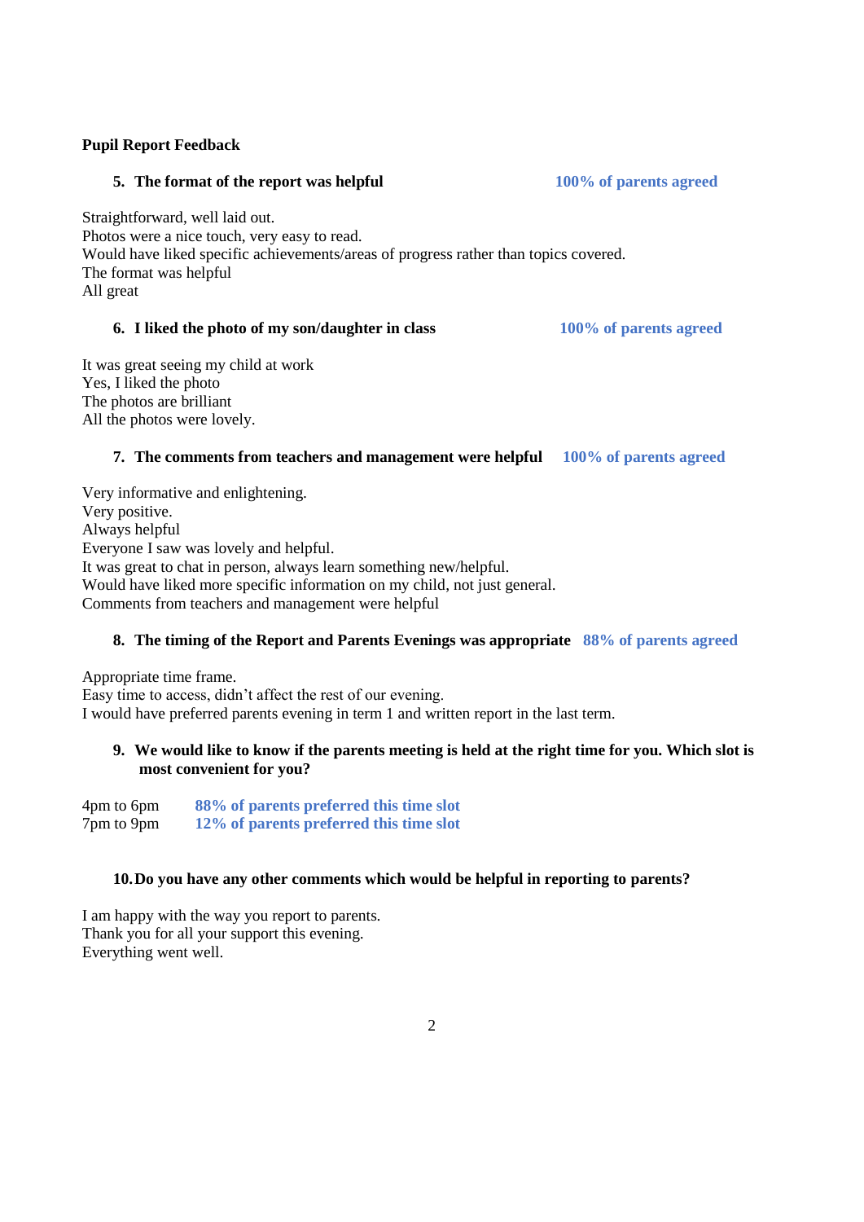**Pupil Report Feedback**

5. **The format of the report was helpful** **100% of parents agreed**

Straightforward, well laid out.
Photos were a nice touch, very easy to read.
Would have liked specific achievements/areas of progress rather than topics covered.
The format was helpful
All great

6. **I liked the photo of my son/daughter in class** **100% of parents agreed**

It was great seeing my child at work
Yes, I liked the photo
The photos are brilliant
All the photos were lovely.

7. **The comments from teachers and management were helpful** **100% of parents agreed**

Very informative and enlightening.
Very positive.
Always helpful
Everyone I saw was lovely and helpful.
It was great to chat in person, always learn something new/helpful.
Would have liked more specific information on my child, not just general.
Comments from teachers and management were helpful

8. **The timing of the Report and Parents Evenings was appropriate** **88% of parents agreed**

Appropriate time frame.
Easy time to access, didn't affect the rest of our evening.
I would have preferred parents evening in term 1 and written report in the last term.

9. **We would like to know if the parents meeting is held at the right time for you. Which slot is most convenient for you?**

4pm to 6pm **88% of parents preferred this time slot**
7pm to 9pm **12% of parents preferred this time slot**

10. **Do you have any other comments which would be helpful in reporting to parents?**

I am happy with the way you report to parents.
Thank you for all your support this evening.
Everything went well.